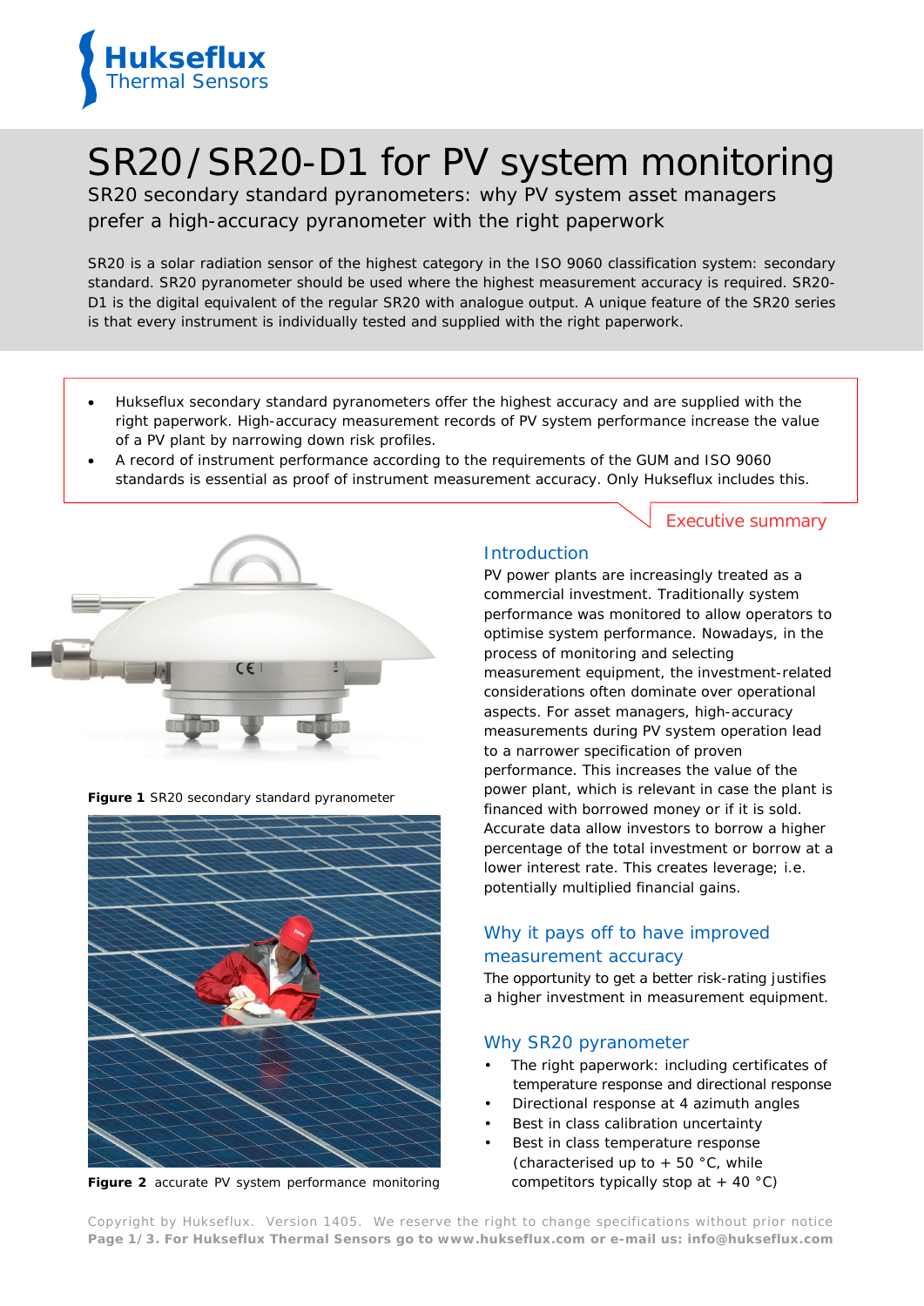Hukseflux
Thermal Sensors

# SR20/SR20-D1 for PV system monitoring

SR20 secondary standard pyranometers: why PV system asset managers prefer a high-accuracy pyranometer with the right paperwork

SR20 is a solar radiation sensor of the highest category in the ISO 9060 classification system: secondary standard. SR20 pyranometer should be used where the highest measurement accuracy is required. SR20-D1 is the digital equivalent of the regular SR20 with analogue output. A unique feature of the SR20 series is that every instrument is individually tested and supplied with the right paperwork.

- Hukseflux secondary standard pyranometers offer the highest accuracy and are supplied with the right paperwork. High-accuracy measurement records of PV system performance increase the value of a PV plant by narrowing down risk profiles.
- A record of instrument performance according to the requirements of the GUM and ISO 9060 standards is essential as proof of instrument measurement accuracy. Only Hukseflux includes this.

Executive summary

**Figure 1** SR20 secondary standard pyranometer

**Figure 2** accurate PV system performance monitoring

## Introduction

PV power plants are increasingly treated as a commercial investment. Traditionally system performance was monitored to allow operators to optimise system performance. Nowadays, in the process of monitoring and selecting measurement equipment, the investment-related considerations often dominate over operational aspects. For asset managers, high-accuracy measurements during PV system operation lead to a narrower specification of proven performance. This increases the value of the power plant, which is relevant in case the plant is financed with borrowed money or if it is sold. Accurate data allow investors to borrow a higher percentage of the total investment or borrow at a lower interest rate. This creates leverage; i.e. potentially multiplied financial gains.

## Why it pays off to have improved measurement accuracy

The opportunity to get a better risk-rating justifies a higher investment in measurement equipment.

## Why SR20 pyranometer

- The right paperwork: including certificates of temperature response and directional response
- Directional response at 4 azimuth angles
- Best in class calibration uncertainty
- Best in class temperature response (characterised up to + 50 °C, while competitors typically stop at + 40 °C)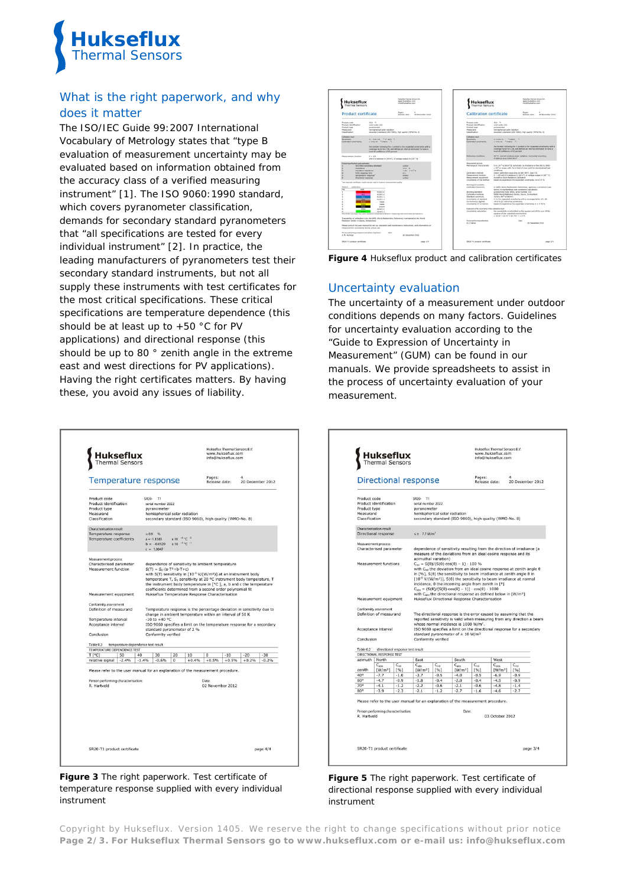## What is the right paperwork, and why does it matter

The ISO/IEC Guide 99:2007 International Vocabulary of Metrology states that “type B evaluation of measurement uncertainty may be evaluated based on information obtained from the accuracy class of a verified measuring instrument” [1]. The ISO 9060:1990 standard, which covers pyranometer classification, demands for secondary standard pyranometers that “all specifications are tested for every individual instrument” [2]. In practice, the leading manufacturers of pyranometers test their secondary standard instruments, but not all supply these instruments with test certificates for the most critical specifications. These critical specifications are temperature dependence (this should be at least up to +50 °C for PV applications) and directional response (this should be up to 80 ° zenith angle in the extreme east and west directions for PV applications). Having the right certificates matters. By having these, you avoid any issues of liability.

**Figure 4** Hukseflux product and calibration certificates

## Uncertainty evaluation

The uncertainty of a measurement under outdoor conditions depends on many factors. Guidelines for uncertainty evaluation according to the “Guide to Expression of Uncertainty in Measurement” (GUM) can be found in our manuals. We provide spreadsheets to assist in the process of uncertainty evaluation of your measurement.

**Figure 3** The right paperwork. Test certificate of temperature response supplied with every individual instrument

**Figure 5** The right paperwork. Test certificate of directional response supplied with every individual instrument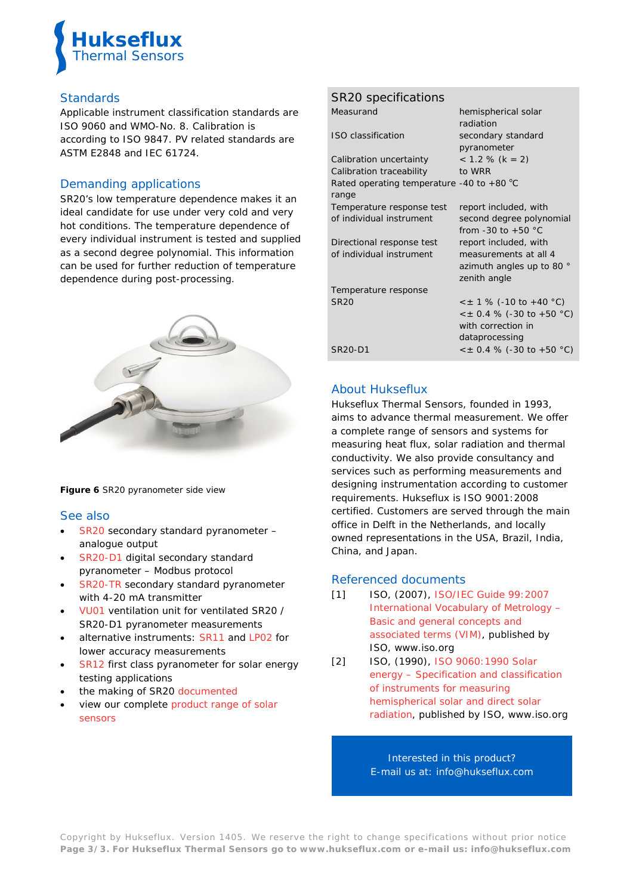## Standards

Applicable instrument classification standards are ISO 9060 and WMO-No. 8. Calibration is according to ISO 9847. PV related standards are ASTM E2848 and IEC 61724.

## Demanding applications

SR20's low temperature dependence makes it an ideal candidate for use under very cold and very hot conditions. The temperature dependence of every individual instrument is tested and supplied as a second degree polynomial. This information can be used for further reduction of temperature dependence during post-processing.

**Figure 6** SR20 pyranometer side view

## See also

- SR20 secondary standard pyranometer – analogue output
- SR20-D1 digital secondary standard pyranometer – Modbus protocol
- SR20-TR secondary standard pyranometer with 4-20 mA transmitter
- VU01 ventilation unit for ventilated SR20 / SR20-D1 pyranometer measurements
- alternative instruments: SR11 and LP02 for lower accuracy measurements
- SR12 first class pyranometer for solar energy testing applications
- the making of SR20 documented
- view our complete product range of solar sensors

## SR20 specifications

| | |
|---|---|
| Measurand | hemispherical solar radiation |
| ISO classification | secondary standard pyranometer |
| Calibration uncertainty | < 1.2 % (k = 2) |
| Calibration traceability | to WRR |
| Rated operating temperature range | -40 to +80 °C |
| Temperature response test of individual instrument | report included, with second degree polynomial from -30 to +50 °C |
| Directional response test of individual instrument | report included, with measurements at all 4 azimuth angles up to 80 ° zenith angle |
| Temperature response | |
| SR20 | <± 1 % (-10 to +40 °C)<br><± 0.4 % (-30 to +50 °C) with correction in dataprocessing |
| SR20-D1 | <± 0.4 % (-30 to +50 °C) |

## About Hukseflux

Hukseflux Thermal Sensors, founded in 1993, aims to advance thermal measurement. We offer a complete range of sensors and systems for measuring heat flux, solar radiation and thermal conductivity. We also provide consultancy and services such as performing measurements and designing instrumentation according to customer requirements. Hukseflux is ISO 9001:2008 certified. Customers are served through the main office in Delft in the Netherlands, and locally owned representations in the USA, Brazil, India, China, and Japan.

## Referenced documents

[1] ISO, (2007), ISO/IEC Guide 99:2007 International Vocabulary of Metrology – Basic and general concepts and associated terms (VIM), published by ISO, www.iso.org

[2] ISO, (1990), ISO 9060:1990 Solar energy – Specification and classification of instruments for measuring hemispherical solar and direct solar radiation, published by ISO, www.iso.org

Interested in this product?
E-mail us at: info@hukseflux.com

Copyright by Hukseflux. Version 1405. We reserve the right to change specifications without prior notice